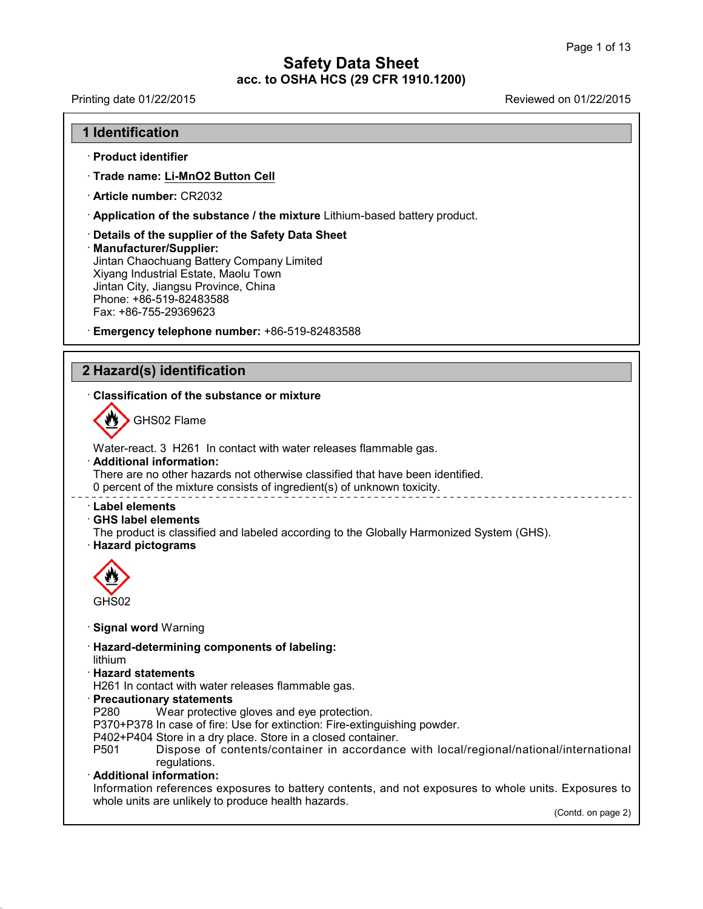# Safety Data Sheet

**acc. to OSHA HCS (29 CFR 1910.1200)**

Printing date 01/22/2015 Reviewed on 01/22/2015

## 1 Identification

· **Product identifier**

· **Trade name: Li-MnO2 Button Cell**

· **Article number:** CR2032

· **Application of the substance / the mixture** Lithium-based battery product.

· **Details of the supplier of the Safety Data Sheet**

· **Manufacturer/Supplier:**
Jintan Chaochuang Battery Company Limited
Xiyang Industrial Estate, Maolu Town
Jintan City, Jiangsu Province, China
Phone: +86-519-82483588
Fax: +86-755-29369623

· **Emergency telephone number:** +86-519-82483588

## 2 Hazard(s) identification

· **Classification of the substance or mixture**

GHS02 Flame

Water-react. 3 H261 In contact with water releases flammable gas.

· **Additional information:**
There are no other hazards not otherwise classified that have been identified.
0 percent of the mixture consists of ingredient(s) of unknown toxicity.

· **Label elements**

· **GHS label elements**
The product is classified and labeled according to the Globally Harmonized System (GHS).

· **Hazard pictograms**

GHS02

· **Signal word** Warning

· **Hazard-determining components of labeling:**
lithium

· **Hazard statements**
H261 In contact with water releases flammable gas.

· **Precautionary statements**
P280 Wear protective gloves and eye protection.
P370+P378 In case of fire: Use for extinction: Fire-extinguishing powder.
P402+P404 Store in a dry place. Store in a closed container.
P501 Dispose of contents/container in accordance with local/regional/national/international regulations.

· **Additional information:**
Information references exposures to battery contents, and not exposures to whole units. Exposures to whole units are unlikely to produce health hazards.

(Contd. on page 2)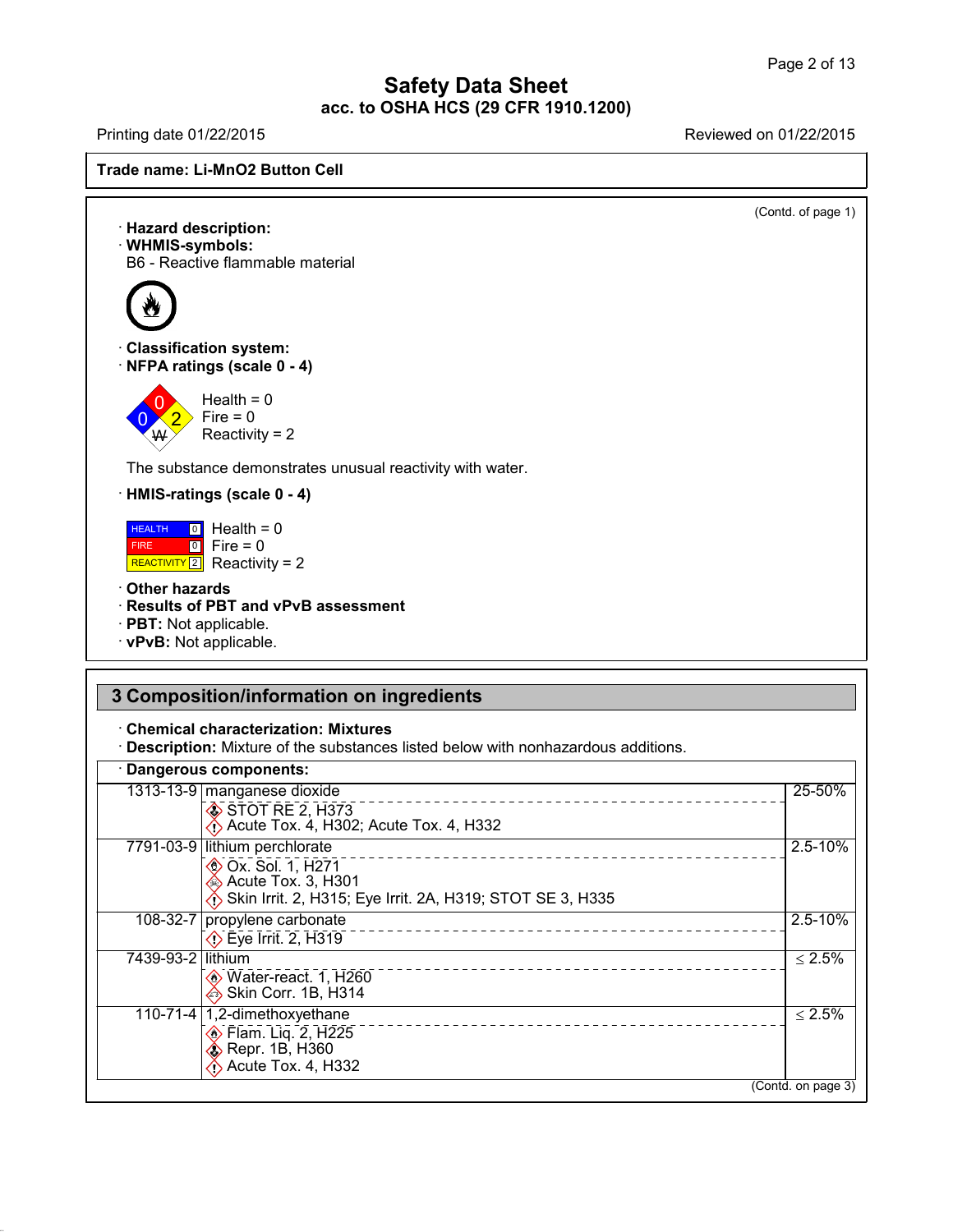# Safety Data Sheet

**acc. to OSHA HCS (29 CFR 1910.1200)**

Printing date 01/22/2015 Reviewed on 01/22/2015

**Trade name: Li-MnO2 Button Cell**

(Contd. of page 1)

· **Hazard description:**

· **WHMIS-symbols:**

B6 - Reactive flammable material

· **Classification system:**

· **NFPA ratings (scale 0 - 4)**

Health = 0
Fire = 0
Reactivity = 2

The substance demonstrates unusual reactivity with water.

· **HMIS-ratings (scale 0 - 4)**

HEALTH 0 Health = 0
FIRE 0 Fire = 0
REACTIVITY 2 Reactivity = 2

· **Other hazards**

· **Results of PBT and vPvB assessment**

· **PBT:** Not applicable.

· **vPvB:** Not applicable.

## 3 Composition/information on ingredients

· **Chemical characterization: Mixtures**

· **Description:** Mixture of the substances listed below with nonhazardous additions.

· **Dangerous components:**

| CAS | Component | Amount |
|---|---|---|
| 1313-13-9 | manganese dioxide<br>STOT RE 2, H373<br>Acute Tox. 4, H302; Acute Tox. 4, H332 | 25-50% |
| 7791-03-9 | lithium perchlorate<br>Ox. Sol. 1, H271<br>Acute Tox. 3, H301<br>Skin Irrit. 2, H315; Eye Irrit. 2A, H319; STOT SE 3, H335 | 2.5-10% |
| 108-32-7 | propylene carbonate<br>Eye Irrit. 2, H319 | 2.5-10% |
| 7439-93-2 | lithium<br>Water-react. 1, H260<br>Skin Corr. 1B, H314 | ≤ 2.5% |
| 110-71-4 | 1,2-dimethoxyethane<br>Flam. Liq. 2, H225<br>Repr. 1B, H360<br>Acute Tox. 4, H332 | ≤ 2.5% |

(Contd. on page 3)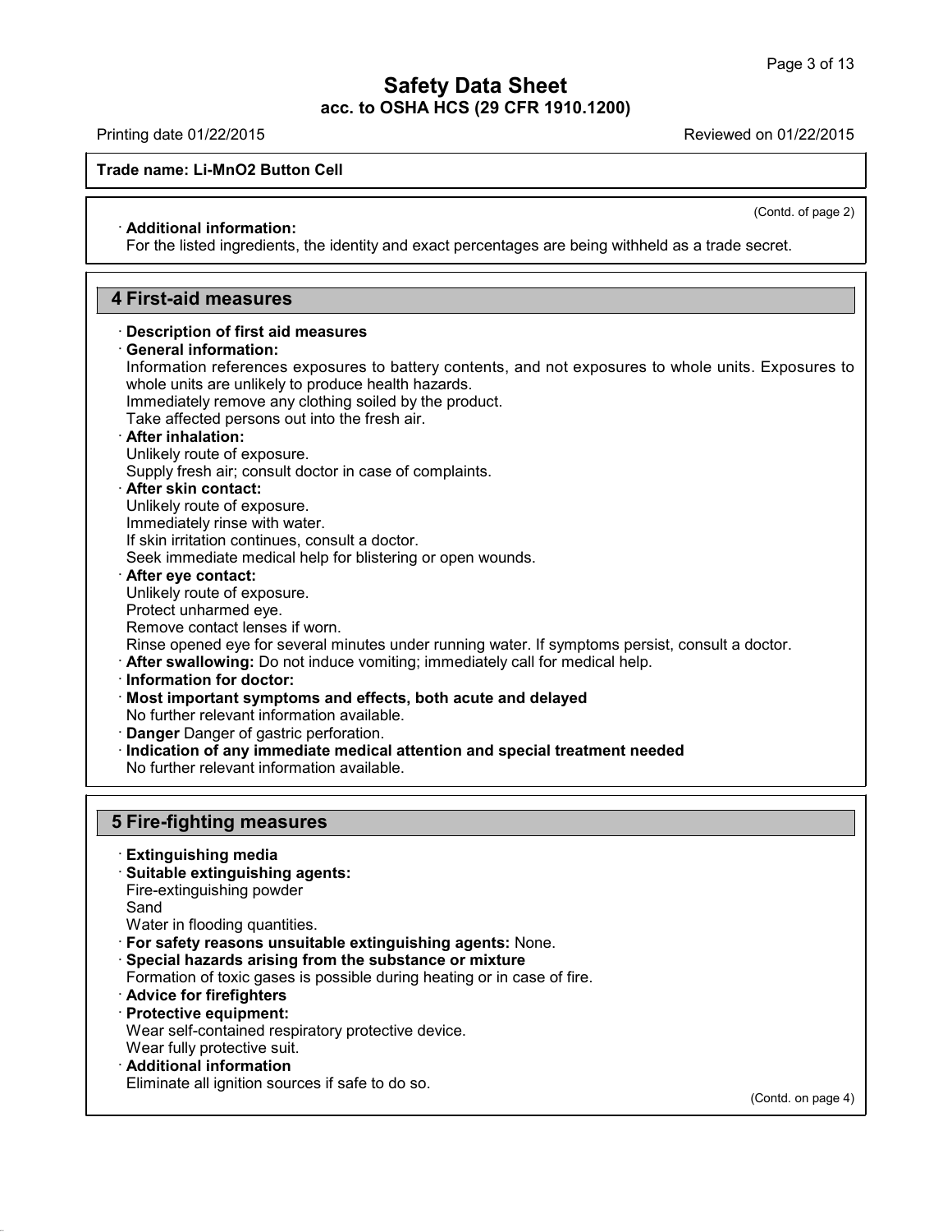**Trade name: Li-MnO2 Button Cell**

(Contd. of page 2)

· **Additional information:**
For the listed ingredients, the identity and exact percentages are being withheld as a trade secret.

## 4 First-aid measures

· **Description of first aid measures**
· **General information:**
Information references exposures to battery contents, and not exposures to whole units. Exposures to whole units are unlikely to produce health hazards.
Immediately remove any clothing soiled by the product.
Take affected persons out into the fresh air.
· **After inhalation:**
Unlikely route of exposure.
Supply fresh air; consult doctor in case of complaints.
· **After skin contact:**
Unlikely route of exposure.
Immediately rinse with water.
If skin irritation continues, consult a doctor.
Seek immediate medical help for blistering or open wounds.
· **After eye contact:**
Unlikely route of exposure.
Protect unharmed eye.
Remove contact lenses if worn.
Rinse opened eye for several minutes under running water. If symptoms persist, consult a doctor.
· **After swallowing:** Do not induce vomiting; immediately call for medical help.
· **Information for doctor:**
· **Most important symptoms and effects, both acute and delayed**
No further relevant information available.
· **Danger** Danger of gastric perforation.
· **Indication of any immediate medical attention and special treatment needed**
No further relevant information available.

## 5 Fire-fighting measures

· **Extinguishing media**
· **Suitable extinguishing agents:**
Fire-extinguishing powder
Sand
Water in flooding quantities.
· **For safety reasons unsuitable extinguishing agents:** None.
· **Special hazards arising from the substance or mixture**
Formation of toxic gases is possible during heating or in case of fire.
· **Advice for firefighters**
· **Protective equipment:**
Wear self-contained respiratory protective device.
Wear fully protective suit.
· **Additional information**
Eliminate all ignition sources if safe to do so.

(Contd. on page 4)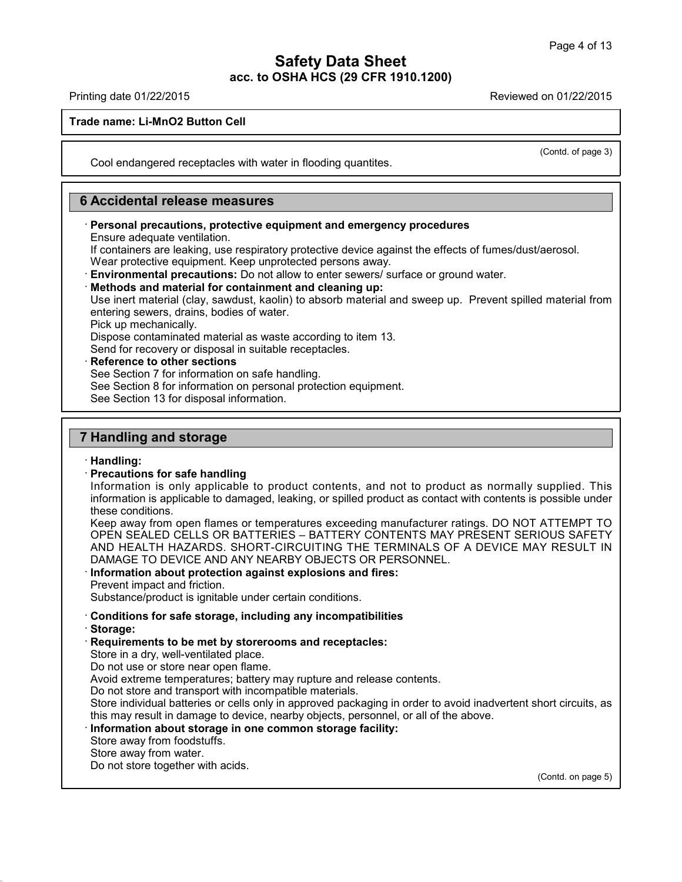(Contd. of page 3)

Cool endangered receptacles with water in flooding quantites.

## 6 Accidental release measures

· **Personal precautions, protective equipment and emergency procedures**
Ensure adequate ventilation.
If containers are leaking, use respiratory protective device against the effects of fumes/dust/aerosol.
Wear protective equipment. Keep unprotected persons away.

· **Environmental precautions:** Do not allow to enter sewers/ surface or ground water.

· **Methods and material for containment and cleaning up:**
Use inert material (clay, sawdust, kaolin) to absorb material and sweep up. Prevent spilled material from entering sewers, drains, bodies of water.
Pick up mechanically.
Dispose contaminated material as waste according to item 13.
Send for recovery or disposal in suitable receptacles.

· **Reference to other sections**
See Section 7 for information on safe handling.
See Section 8 for information on personal protection equipment.
See Section 13 for disposal information.

## 7 Handling and storage

· **Handling:**

· **Precautions for safe handling**
Information is only applicable to product contents, and not to product as normally supplied. This information is applicable to damaged, leaking, or spilled product as contact with contents is possible under these conditions.
Keep away from open flames or temperatures exceeding manufacturer ratings. DO NOT ATTEMPT TO OPEN SEALED CELLS OR BATTERIES – BATTERY CONTENTS MAY PRESENT SERIOUS SAFETY AND HEALTH HAZARDS. SHORT-CIRCUITING THE TERMINALS OF A DEVICE MAY RESULT IN DAMAGE TO DEVICE AND ANY NEARBY OBJECTS OR PERSONNEL.

· **Information about protection against explosions and fires:**
Prevent impact and friction.
Substance/product is ignitable under certain conditions.

· **Conditions for safe storage, including any incompatibilities**

· **Storage:**

· **Requirements to be met by storerooms and receptacles:**
Store in a dry, well-ventilated place.
Do not use or store near open flame.
Avoid extreme temperatures; battery may rupture and release contents.
Do not store and transport with incompatible materials.
Store individual batteries or cells only in approved packaging in order to avoid inadvertent short circuits, as this may result in damage to device, nearby objects, personnel, or all of the above.

· **Information about storage in one common storage facility:**
Store away from foodstuffs.
Store away from water.
Do not store together with acids.

(Contd. on page 5)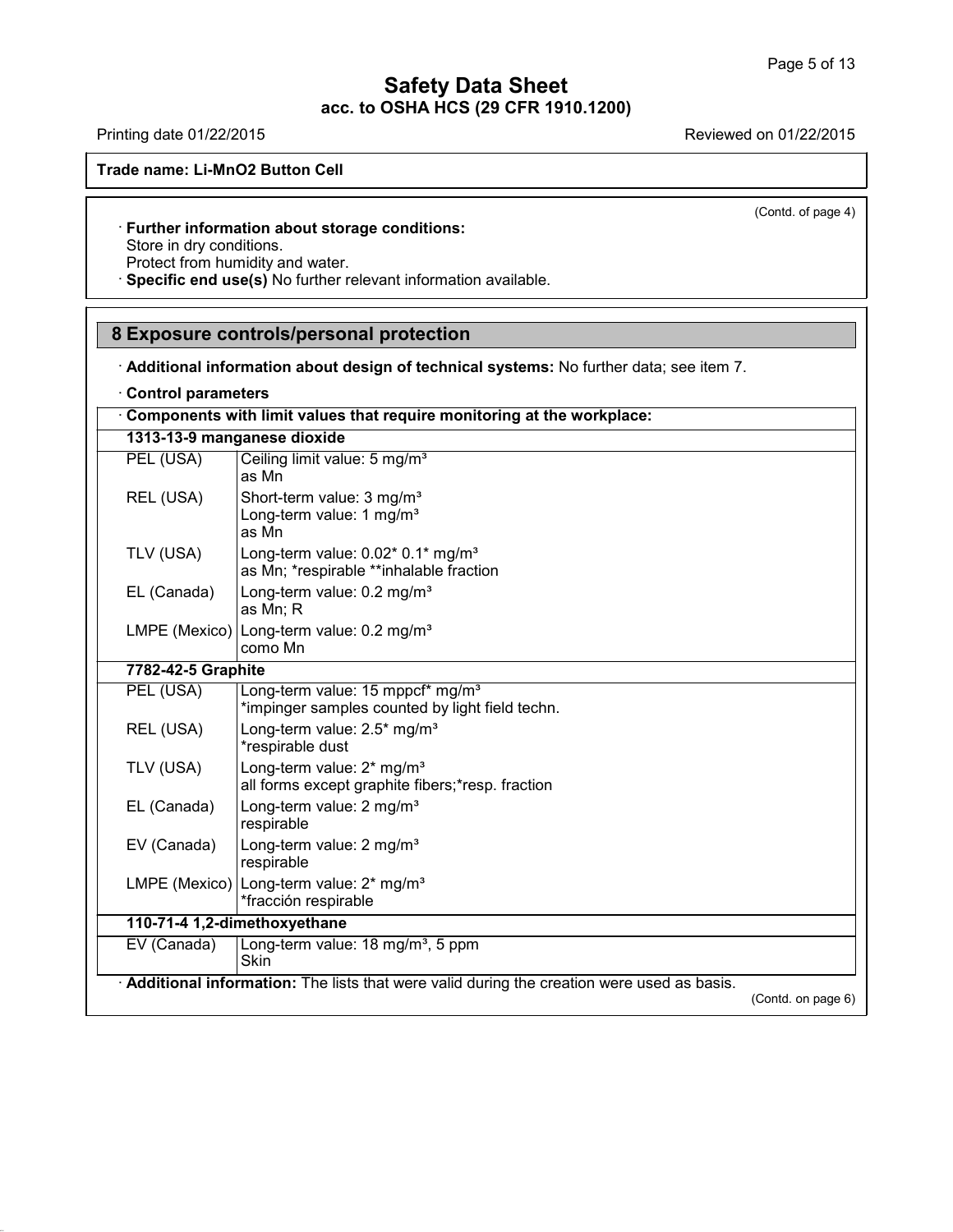(Contd. of page 4)

· **Further information about storage conditions:**
Store in dry conditions.
Protect from humidity and water.
· **Specific end use(s)** No further relevant information available.

## 8 Exposure controls/personal protection

· **Additional information about design of technical systems:** No further data; see item 7.

· **Control parameters**

| · Components with limit values that require monitoring at the workplace: | |
|---|---|
| **1313-13-9 manganese dioxide** | |
| PEL (USA) | Ceiling limit value: 5 mg/m³<br>as Mn |
| REL (USA) | Short-term value: 3 mg/m³<br>Long-term value: 1 mg/m³<br>as Mn |
| TLV (USA) | Long-term value: 0.02* 0.1* mg/m³<br>as Mn; *respirable **inhalable fraction |
| EL (Canada) | Long-term value: 0.2 mg/m³<br>as Mn; R |
| LMPE (Mexico) | Long-term value: 0.2 mg/m³<br>como Mn |
| **7782-42-5 Graphite** | |
| PEL (USA) | Long-term value: 15 mppcf* mg/m³<br>*impinger samples counted by light field techn. |
| REL (USA) | Long-term value: 2.5* mg/m³<br>*respirable dust |
| TLV (USA) | Long-term value: 2* mg/m³<br>all forms except graphite fibers;*resp. fraction |
| EL (Canada) | Long-term value: 2 mg/m³<br>respirable |
| EV (Canada) | Long-term value: 2 mg/m³<br>respirable |
| LMPE (Mexico) | Long-term value: 2* mg/m³<br>*fracción respirable |
| **110-71-4 1,2-dimethoxyethane** | |
| EV (Canada) | Long-term value: 18 mg/m³, 5 ppm<br>Skin |

· **Additional information:** The lists that were valid during the creation were used as basis.

(Contd. on page 6)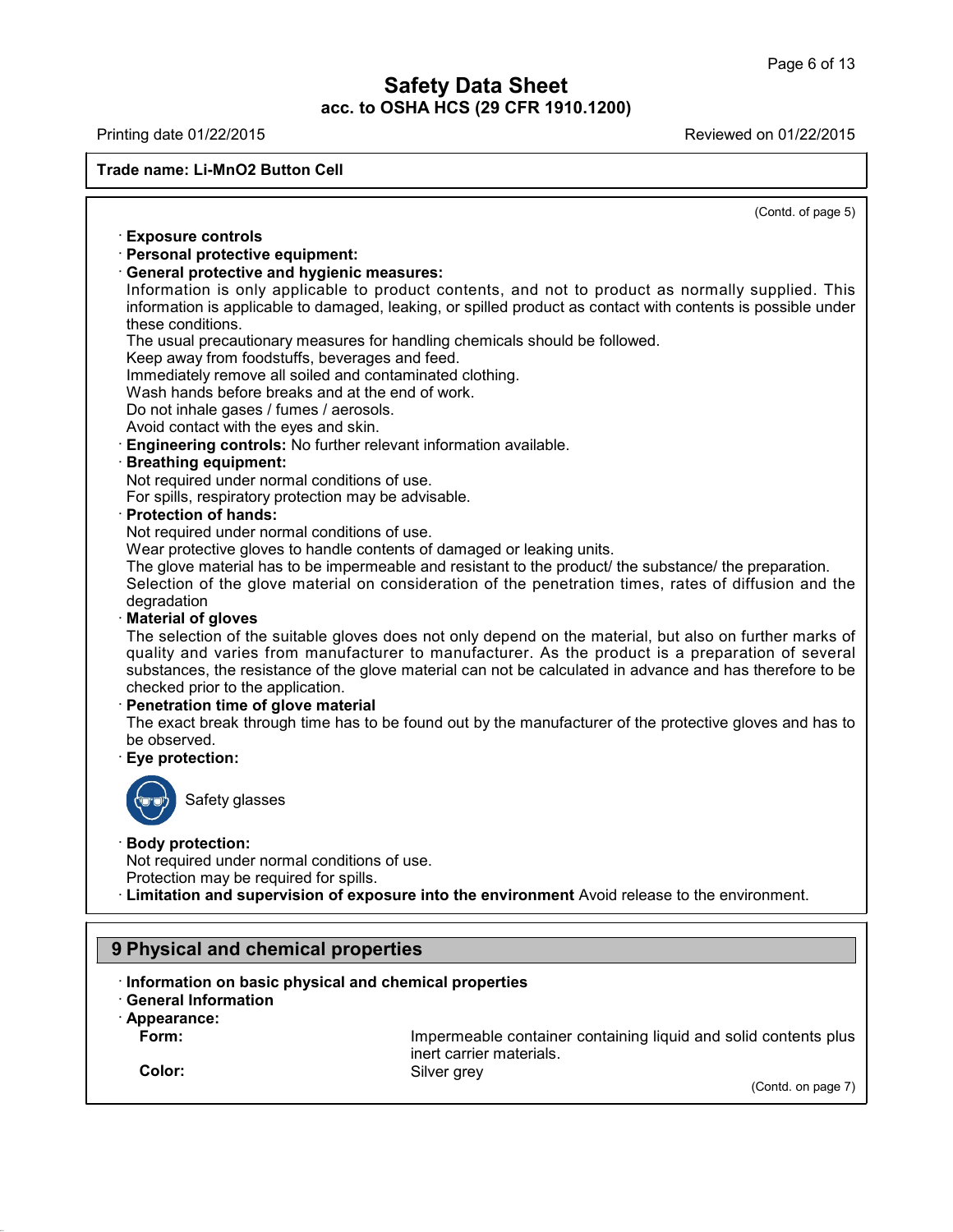**Trade name: Li-MnO2 Button Cell**

(Contd. of page 5)

· **Exposure controls**
· **Personal protective equipment:**
· **General protective and hygienic measures:**
Information is only applicable to product contents, and not to product as normally supplied. This information is applicable to damaged, leaking, or spilled product as contact with contents is possible under these conditions.
The usual precautionary measures for handling chemicals should be followed.
Keep away from foodstuffs, beverages and feed.
Immediately remove all soiled and contaminated clothing.
Wash hands before breaks and at the end of work.
Do not inhale gases / fumes / aerosols.
Avoid contact with the eyes and skin.
· **Engineering controls:** No further relevant information available.
· **Breathing equipment:**
Not required under normal conditions of use.
For spills, respiratory protection may be advisable.
· **Protection of hands:**
Not required under normal conditions of use.
Wear protective gloves to handle contents of damaged or leaking units.
The glove material has to be impermeable and resistant to the product/ the substance/ the preparation.
Selection of the glove material on consideration of the penetration times, rates of diffusion and the degradation
· **Material of gloves**
The selection of the suitable gloves does not only depend on the material, but also on further marks of quality and varies from manufacturer to manufacturer. As the product is a preparation of several substances, the resistance of the glove material can not be calculated in advance and has therefore to be checked prior to the application.
· **Penetration time of glove material**
The exact break through time has to be found out by the manufacturer of the protective gloves and has to be observed.
· **Eye protection:**

Safety glasses

· **Body protection:**
Not required under normal conditions of use.
Protection may be required for spills.
· **Limitation and supervision of exposure into the environment** Avoid release to the environment.

## 9 Physical and chemical properties

· **Information on basic physical and chemical properties**
· **General Information**
· **Appearance:**

| | |
|---|---|
| **Form:** | Impermeable container containing liquid and solid contents plus inert carrier materials. |
| **Color:** | Silver grey |

(Contd. on page 7)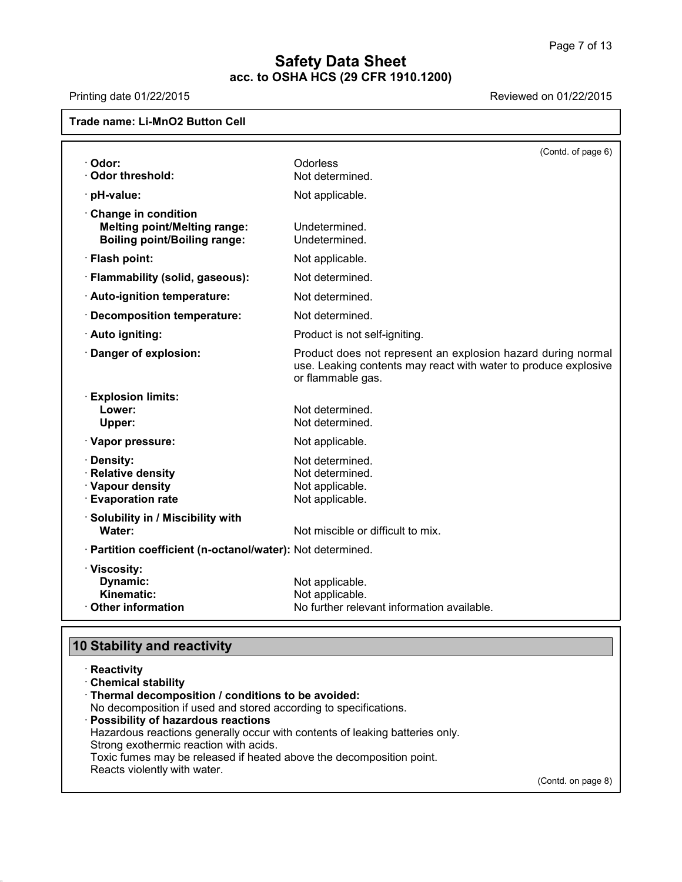**Trade name: Li-MnO2 Button Cell**

(Contd. of page 6)

| | |
|---|---|
| · **Odor:** | Odorless |
| · **Odor threshold:** | Not determined. |
| · **pH-value:** | Not applicable. |
| · **Change in condition** | |
| **Melting point/Melting range:** | Undetermined. |
| **Boiling point/Boiling range:** | Undetermined. |
| · **Flash point:** | Not applicable. |
| · **Flammability (solid, gaseous):** | Not determined. |
| · **Auto-ignition temperature:** | Not determined. |
| · **Decomposition temperature:** | Not determined. |
| · **Auto igniting:** | Product is not self-igniting. |
| · **Danger of explosion:** | Product does not represent an explosion hazard during normal use. Leaking contents may react with water to produce explosive or flammable gas. |
| · **Explosion limits:** | |
| **Lower:** | Not determined. |
| **Upper:** | Not determined. |
| · **Vapor pressure:** | Not applicable. |
| · **Density:** | Not determined. |
| · **Relative density** | Not determined. |
| · **Vapour density** | Not applicable. |
| · **Evaporation rate** | Not applicable. |
| · **Solubility in / Miscibility with** | |
| **Water:** | Not miscible or difficult to mix. |
| · **Partition coefficient (n-octanol/water):** | Not determined. |
| · **Viscosity:** | |
| **Dynamic:** | Not applicable. |
| **Kinematic:** | Not applicable. |
| · **Other information** | No further relevant information available. |

## 10 Stability and reactivity

· **Reactivity**

· **Chemical stability**

· **Thermal decomposition / conditions to be avoided:**
No decomposition if used and stored according to specifications.

· **Possibility of hazardous reactions**
Hazardous reactions generally occur with contents of leaking batteries only.
Strong exothermic reaction with acids.
Toxic fumes may be released if heated above the decomposition point.
Reacts violently with water.

(Contd. on page 8)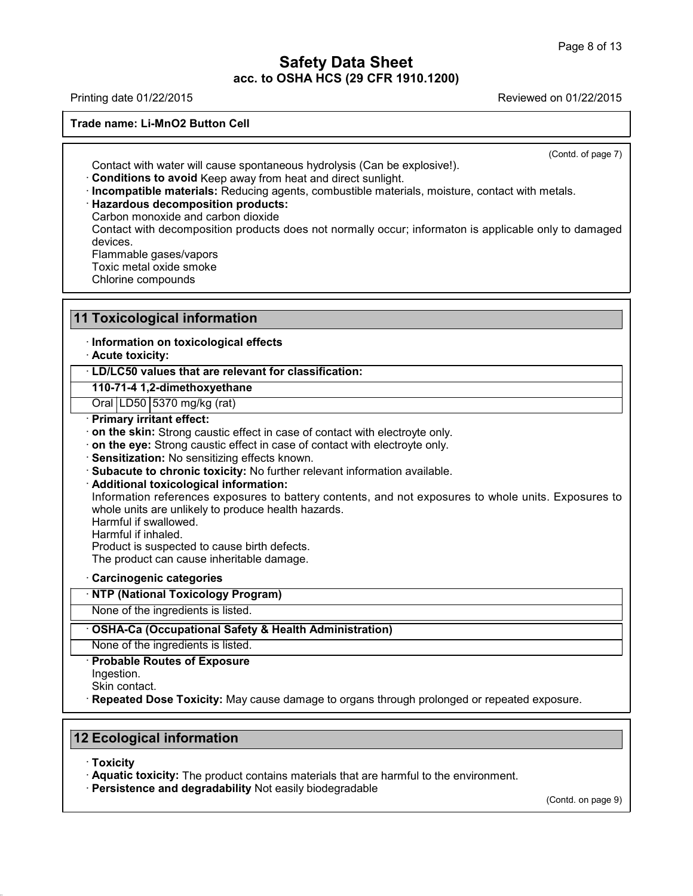Trade name: Li-MnO2 Button Cell

(Contd. of page 7)

Contact with water will cause spontaneous hydrolysis (Can be explosive!).

· **Conditions to avoid** Keep away from heat and direct sunlight.

· **Incompatible materials:** Reducing agents, combustible materials, moisture, contact with metals.

· **Hazardous decomposition products:**

Carbon monoxide and carbon dioxide

Contact with decomposition products does not normally occur; informaton is applicable only to damaged devices.

Flammable gases/vapors

Toxic metal oxide smoke

Chlorine compounds

## 11 Toxicological information

· **Information on toxicological effects**

· **Acute toxicity:**

| · **LD/LC50 values that are relevant for classification:** | | |
|---|---|---|
| **110-71-4 1,2-dimethoxyethane** | | |
| Oral | LD50 | 5370 mg/kg (rat) |

· **Primary irritant effect:**

· **on the skin:** Strong caustic effect in case of contact with electroyte only.

· **on the eye:** Strong caustic effect in case of contact with electroyte only.

· **Sensitization:** No sensitizing effects known.

· **Subacute to chronic toxicity:** No further relevant information available.

· **Additional toxicological information:**

Information references exposures to battery contents, and not exposures to whole units. Exposures to whole units are unlikely to produce health hazards.

Harmful if swallowed.

Harmful if inhaled.

Product is suspected to cause birth defects.

The product can cause inheritable damage.

· **Carcinogenic categories**

| · **NTP (National Toxicology Program)** |
|---|
| None of the ingredients is listed. |

| · **OSHA-Ca (Occupational Safety & Health Administration)** |
|---|
| None of the ingredients is listed. |

· **Probable Routes of Exposure**

Ingestion.

Skin contact.

· **Repeated Dose Toxicity:** May cause damage to organs through prolonged or repeated exposure.

## 12 Ecological information

· **Toxicity**

· **Aquatic toxicity:** The product contains materials that are harmful to the environment.

· **Persistence and degradability** Not easily biodegradable

(Contd. on page 9)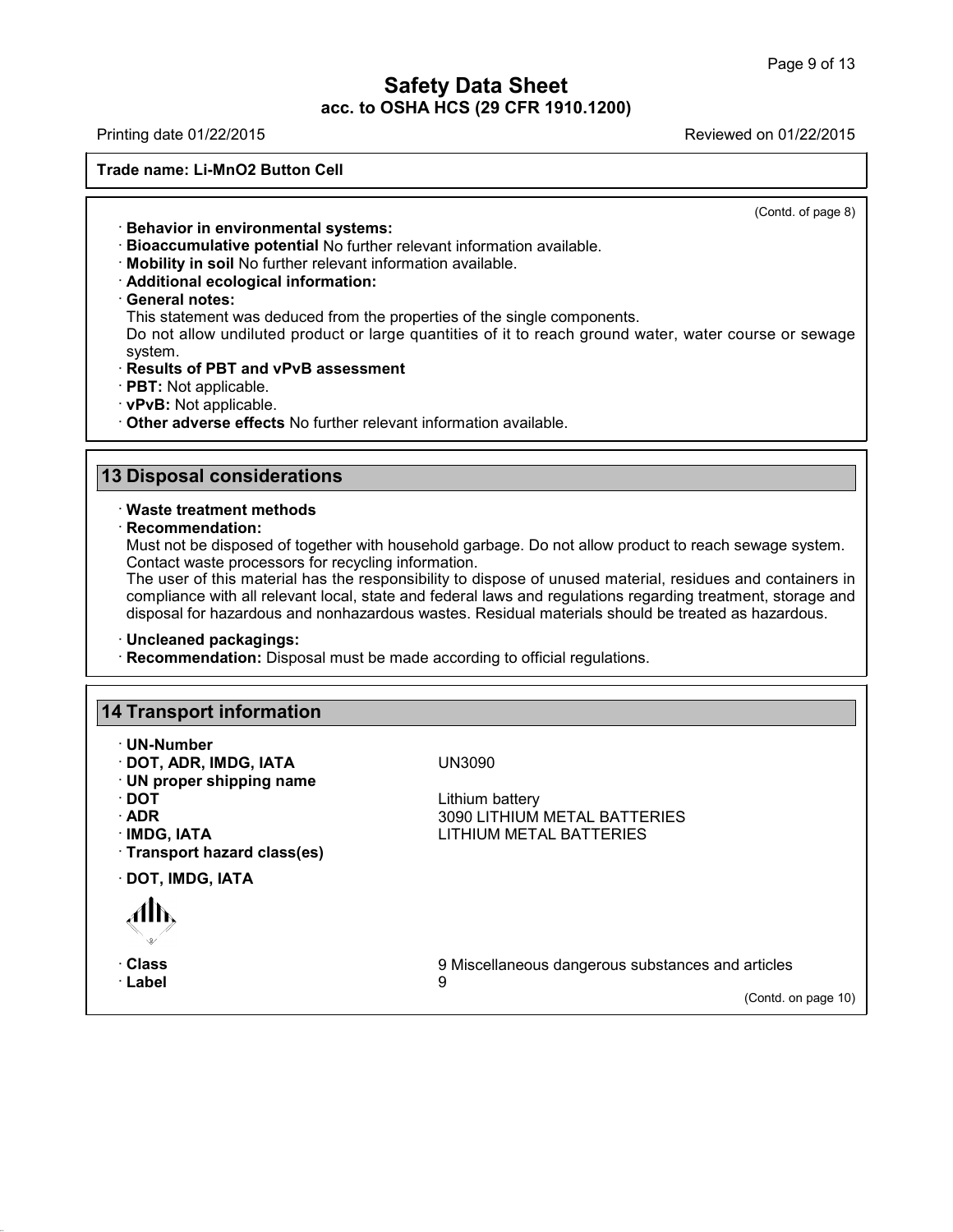(Contd. of page 8)

· **Behavior in environmental systems:**
· **Bioaccumulative potential** No further relevant information available.
· **Mobility in soil** No further relevant information available.
· **Additional ecological information:**
· **General notes:**
This statement was deduced from the properties of the single components.
Do not allow undiluted product or large quantities of it to reach ground water, water course or sewage system.
· **Results of PBT and vPvB assessment**
· **PBT:** Not applicable.
· **vPvB:** Not applicable.
· **Other adverse effects** No further relevant information available.

## 13 Disposal considerations

· **Waste treatment methods**
· **Recommendation:**
Must not be disposed of together with household garbage. Do not allow product to reach sewage system. Contact waste processors for recycling information.
The user of this material has the responsibility to dispose of unused material, residues and containers in compliance with all relevant local, state and federal laws and regulations regarding treatment, storage and disposal for hazardous and nonhazardous wastes. Residual materials should be treated as hazardous.

· **Uncleaned packagings:**
· **Recommendation:** Disposal must be made according to official regulations.

## 14 Transport information

· **UN-Number**
· **DOT, ADR, IMDG, IATA** UN3090
· **UN proper shipping name**
· **DOT** Lithium battery
· **ADR** 3090 LITHIUM METAL BATTERIES
· **IMDG, IATA** LITHIUM METAL BATTERIES
· **Transport hazard class(es)**

· **DOT, IMDG, IATA**

· **Class** 9 Miscellaneous dangerous substances and articles
· **Label** 9

(Contd. on page 10)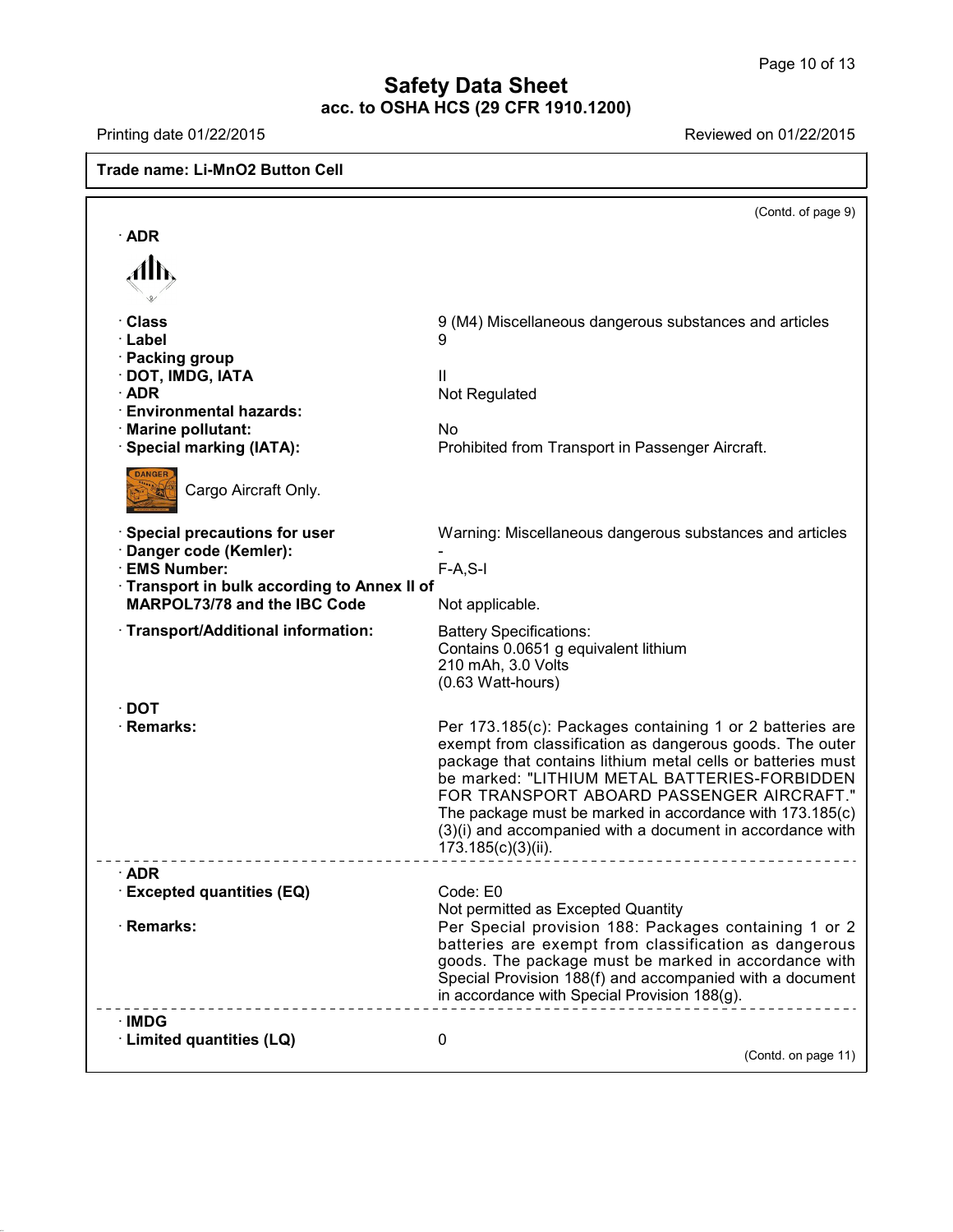**Trade name: Li-MnO2 Button Cell**

(Contd. of page 9)

· **ADR**

· **Class** 9 (M4) Miscellaneous dangerous substances and articles
· **Label** 9
· **Packing group**
· **DOT, IMDG, IATA** II
· **ADR** Not Regulated
· **Environmental hazards:**
· **Marine pollutant:** No
· **Special marking (IATA):** Prohibited from Transport in Passenger Aircraft.

Cargo Aircraft Only.

· **Special precautions for user** Warning: Miscellaneous dangerous substances and articles
· **Danger code (Kemler):** -
· **EMS Number:** F-A,S-I
· **Transport in bulk according to Annex II of MARPOL73/78 and the IBC Code** Not applicable.

· **Transport/Additional information:** Battery Specifications:
Contains 0.0651 g equivalent lithium
210 mAh, 3.0 Volts
(0.63 Watt-hours)

· **DOT**
· **Remarks:** Per 173.185(c): Packages containing 1 or 2 batteries are exempt from classification as dangerous goods. The outer package that contains lithium metal cells or batteries must be marked: "LITHIUM METAL BATTERIES-FORBIDDEN FOR TRANSPORT ABOARD PASSENGER AIRCRAFT." The package must be marked in accordance with 173.185(c)(3)(i) and accompanied with a document in accordance with 173.185(c)(3)(ii).

---

· **ADR**
· **Excepted quantities (EQ)** Code: E0
Not permitted as Excepted Quantity
· **Remarks:** Per Special provision 188: Packages containing 1 or 2 batteries are exempt from classification as dangerous goods. The package must be marked in accordance with Special Provision 188(f) and accompanied with a document in accordance with Special Provision 188(g).

---

· **IMDG**
· **Limited quantities (LQ)** 0

(Contd. on page 11)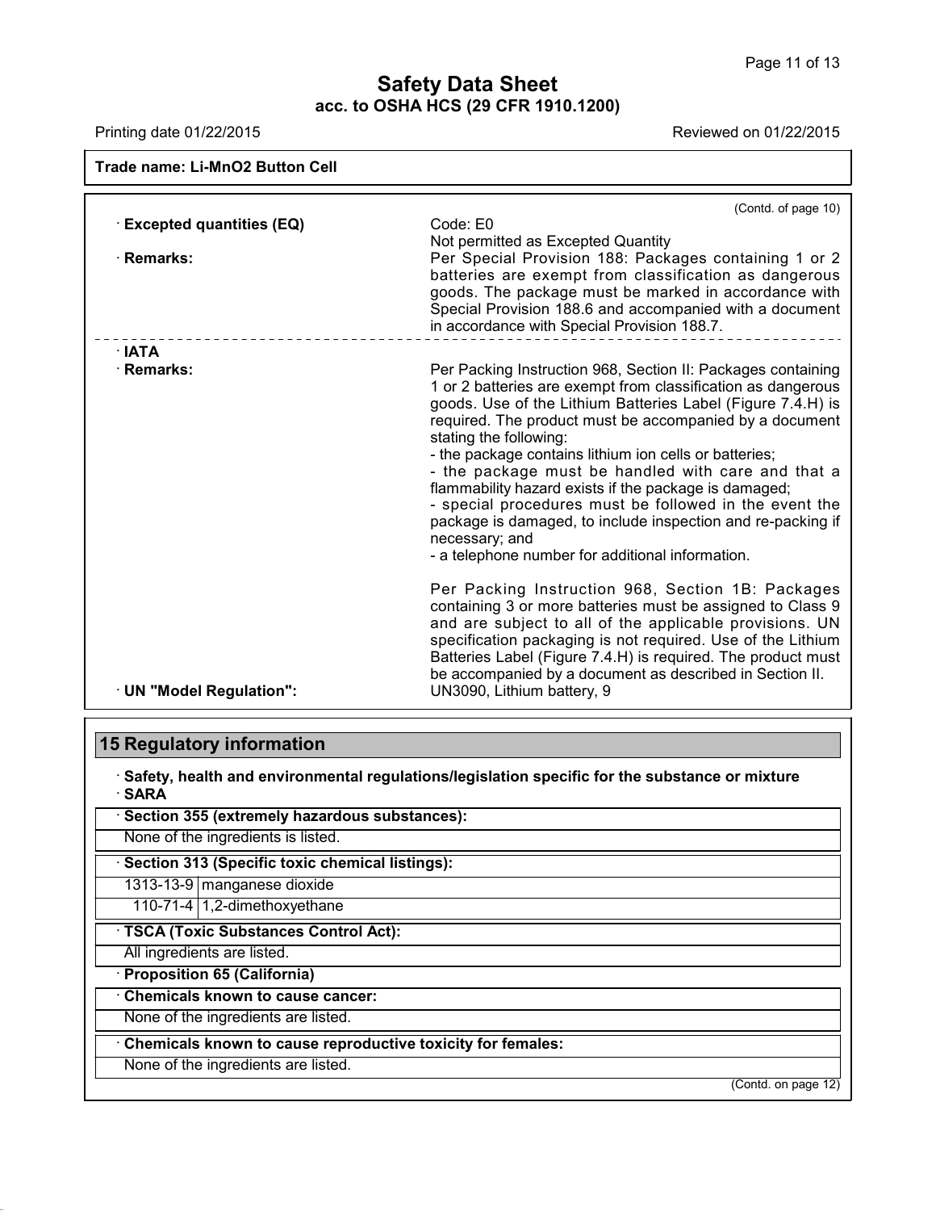# Safety Data Sheet
**acc. to OSHA HCS (29 CFR 1910.1200)**

Printing date 01/22/2015 Reviewed on 01/22/2015

**Trade name: Li-MnO2 Button Cell**

(Contd. of page 10)

· **Excepted quantities (EQ)** Code: E0
Not permitted as Excepted Quantity

· **Remarks:** Per Special Provision 188: Packages containing 1 or 2 batteries are exempt from classification as dangerous goods. The package must be marked in accordance with Special Provision 188.6 and accompanied with a document in accordance with Special Provision 188.7.

---

· **IATA**

· **Remarks:** Per Packing Instruction 968, Section II: Packages containing 1 or 2 batteries are exempt from classification as dangerous goods. Use of the Lithium Batteries Label (Figure 7.4.H) is required. The product must be accompanied by a document stating the following:
- the package contains lithium ion cells or batteries;
- the package must be handled with care and that a flammability hazard exists if the package is damaged;
- special procedures must be followed in the event the package is damaged, to include inspection and re-packing if necessary; and
- a telephone number for additional information.

Per Packing Instruction 968, Section 1B: Packages containing 3 or more batteries must be assigned to Class 9 and are subject to all of the applicable provisions. UN specification packaging is not required. Use of the Lithium Batteries Label (Figure 7.4.H) is required. The product must be accompanied by a document as described in Section II.

· **UN "Model Regulation":** UN3090, Lithium battery, 9

## 15 Regulatory information

· **Safety, health and environmental regulations/legislation specific for the substance or mixture**
· **SARA**

· **Section 355 (extremely hazardous substances):**

None of the ingredients is listed.

· **Section 313 (Specific toxic chemical listings):**

| | |
|---|---|
| 1313-13-9 | manganese dioxide |
| 110-71-4 | 1,2-dimethoxyethane |

· **TSCA (Toxic Substances Control Act):**

All ingredients are listed.

· **Proposition 65 (California)**

· **Chemicals known to cause cancer:**

None of the ingredients are listed.

· **Chemicals known to cause reproductive toxicity for females:**

None of the ingredients are listed.

(Contd. on page 12)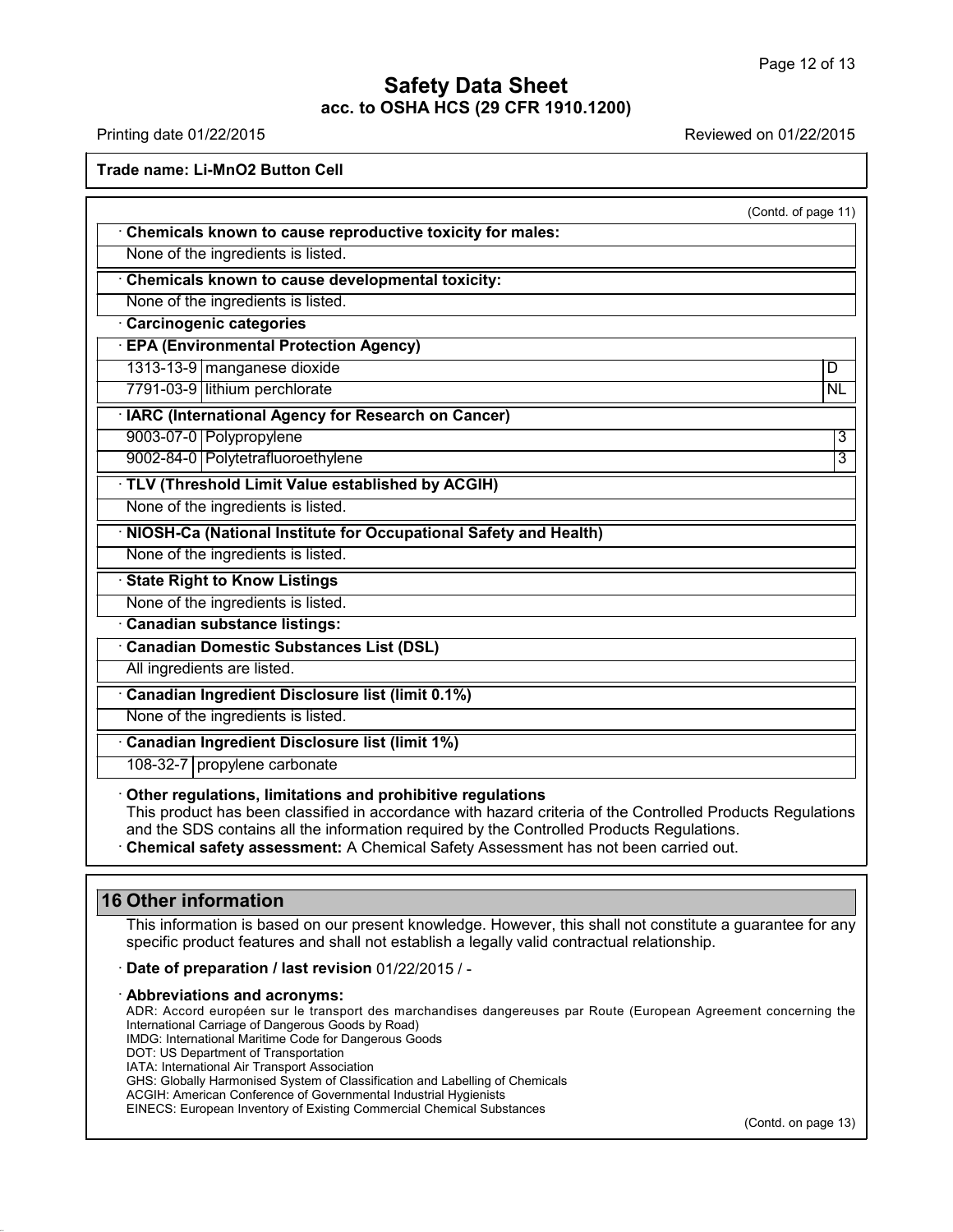**Trade name: Li-MnO2 Button Cell**

(Contd. of page 11)

· **Chemicals known to cause reproductive toxicity for males:**

None of the ingredients is listed.

· **Chemicals known to cause developmental toxicity:**

None of the ingredients is listed.

· **Carcinogenic categories**

· **EPA (Environmental Protection Agency)**

| | | |
|---|---|---|
| 1313-13-9 | manganese dioxide | D |
| 7791-03-9 | lithium perchlorate | NL |

· **IARC (International Agency for Research on Cancer)**

| | | |
|---|---|---|
| 9003-07-0 | Polypropylene | 3 |
| 9002-84-0 | Polytetrafluoroethylene | 3 |

· **TLV (Threshold Limit Value established by ACGIH)**

None of the ingredients is listed.

· **NIOSH-Ca (National Institute for Occupational Safety and Health)**

None of the ingredients is listed.

· **State Right to Know Listings**

None of the ingredients is listed.

· **Canadian substance listings:**

· **Canadian Domestic Substances List (DSL)**

All ingredients are listed.

· **Canadian Ingredient Disclosure list (limit 0.1%)**

None of the ingredients is listed.

· **Canadian Ingredient Disclosure list (limit 1%)**

| | |
|---|---|
| 108-32-7 | propylene carbonate |

· **Other regulations, limitations and prohibitive regulations**

This product has been classified in accordance with hazard criteria of the Controlled Products Regulations and the SDS contains all the information required by the Controlled Products Regulations.

· **Chemical safety assessment:** A Chemical Safety Assessment has not been carried out.

## 16 Other information

This information is based on our present knowledge. However, this shall not constitute a guarantee for any specific product features and shall not establish a legally valid contractual relationship.

· **Date of preparation / last revision** 01/22/2015 / -

· **Abbreviations and acronyms:**

ADR: Accord européen sur le transport des marchandises dangereuses par Route (European Agreement concerning the International Carriage of Dangerous Goods by Road)
IMDG: International Maritime Code for Dangerous Goods
DOT: US Department of Transportation
IATA: International Air Transport Association
GHS: Globally Harmonised System of Classification and Labelling of Chemicals
ACGIH: American Conference of Governmental Industrial Hygienists
EINECS: European Inventory of Existing Commercial Chemical Substances

(Contd. on page 13)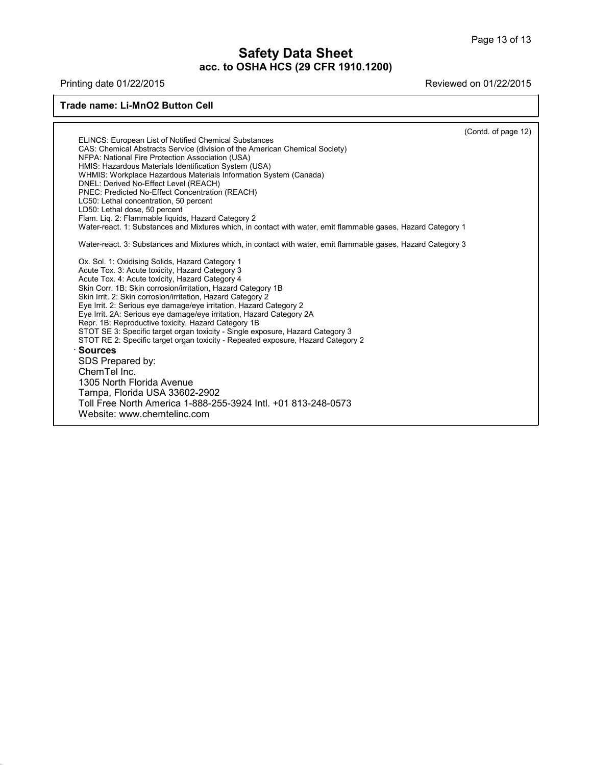(Contd. of page 12)

ELINCS: European List of Notified Chemical Substances
CAS: Chemical Abstracts Service (division of the American Chemical Society)
NFPA: National Fire Protection Association (USA)
HMIS: Hazardous Materials Identification System (USA)
WHMIS: Workplace Hazardous Materials Information System (Canada)
DNEL: Derived No-Effect Level (REACH)
PNEC: Predicted No-Effect Concentration (REACH)
LC50: Lethal concentration, 50 percent
LD50: Lethal dose, 50 percent
Flam. Liq. 2: Flammable liquids, Hazard Category 2
Water-react. 1: Substances and Mixtures which, in contact with water, emit flammable gases, Hazard Category 1

Water-react. 3: Substances and Mixtures which, in contact with water, emit flammable gases, Hazard Category 3

Ox. Sol. 1: Oxidising Solids, Hazard Category 1
Acute Tox. 3: Acute toxicity, Hazard Category 3
Acute Tox. 4: Acute toxicity, Hazard Category 4
Skin Corr. 1B: Skin corrosion/irritation, Hazard Category 1B
Skin Irrit. 2: Skin corrosion/irritation, Hazard Category 2
Eye Irrit. 2: Serious eye damage/eye irritation, Hazard Category 2
Eye Irrit. 2A: Serious eye damage/eye irritation, Hazard Category 2A
Repr. 1B: Reproductive toxicity, Hazard Category 1B
STOT SE 3: Specific target organ toxicity - Single exposure, Hazard Category 3
STOT RE 2: Specific target organ toxicity - Repeated exposure, Hazard Category 2

· **Sources**

SDS Prepared by:
ChemTel Inc.
1305 North Florida Avenue
Tampa, Florida USA 33602-2902
Toll Free North America 1-888-255-3924 Intl. +01 813-248-0573
Website: www.chemtelinc.com